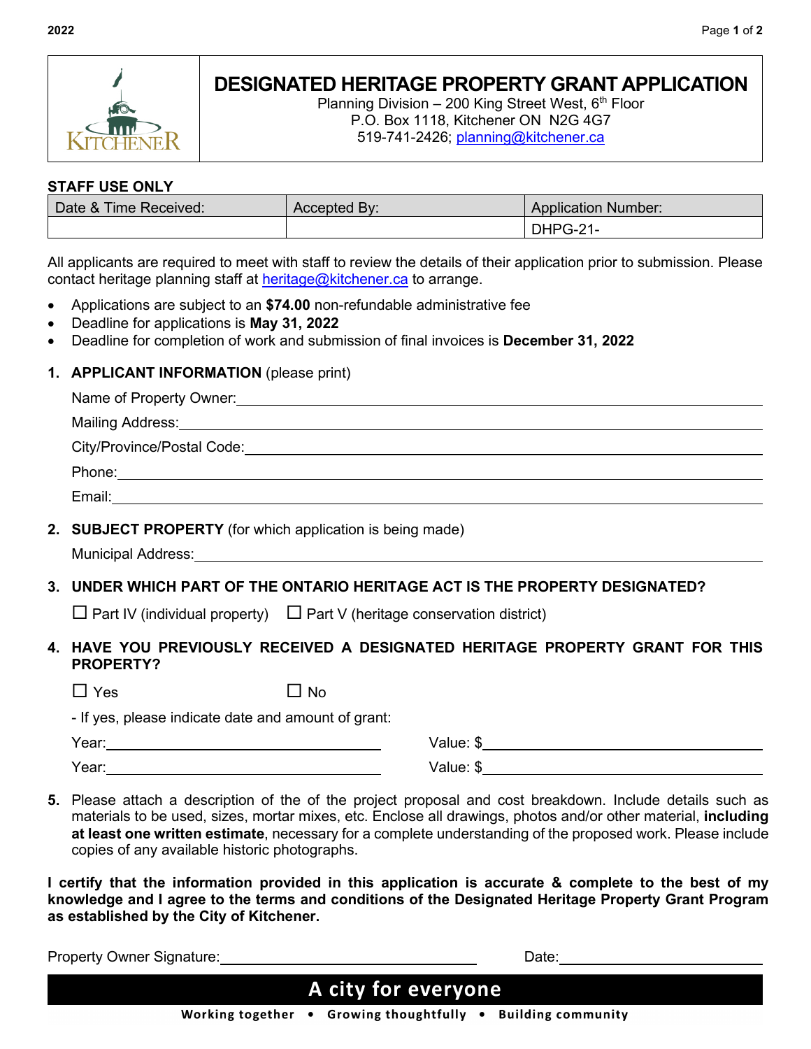# DESIGNATED HERITAGE PROPERTY GRANT APPLICATION

Planning Division – 200 King Street West, 6th Floor
P.O. Box 1118, Kitchener ON N2G 4G7
519-741-2426; planning@kitchener.ca

**STAFF USE ONLY**

| Date & Time Received: | Accepted By: | Application Number: |
|---|---|---|
| | | DHPG-21- |

All applicants are required to meet with staff to review the details of their application prior to submission. Please contact heritage planning staff at heritage@kitchener.ca to arrange.

- Applications are subject to an **$74.00** non-refundable administrative fee
- Deadline for applications is **May 31, 2022**
- Deadline for completion of work and submission of final invoices is **December 31, 2022**

1. **APPLICANT INFORMATION** (please print)

   Name of Property Owner: ____________________

   Mailing Address: ____________________

   City/Province/Postal Code: ____________________

   Phone: ____________________

   Email: ____________________

2. **SUBJECT PROPERTY** (for which application is being made)

   Municipal Address: ____________________

3. **UNDER WHICH PART OF THE ONTARIO HERITAGE ACT IS THE PROPERTY DESIGNATED?**

   ☐ Part IV (individual property) ☐ Part V (heritage conservation district)

4. **HAVE YOU PREVIOUSLY RECEIVED A DESIGNATED HERITAGE PROPERTY GRANT FOR THIS PROPERTY?**

   ☐ Yes ☐ No

   - If yes, please indicate date and amount of grant:

   Year: ____________________ Value: $____________________

   Year: ____________________ Value: $____________________

5. Please attach a description of the of the project proposal and cost breakdown. Include details such as materials to be used, sizes, mortar mixes, etc. Enclose all drawings, photos and/or other material, **including at least one written estimate**, necessary for a complete understanding of the proposed work. Please include copies of any available historic photographs.

**I certify that the information provided in this application is accurate & complete to the best of my knowledge and I agree to the terms and conditions of the Designated Heritage Property Grant Program as established by the City of Kitchener.**

Property Owner Signature: ____________________ Date: ____________________

**A city for everyone**

**Working together • Growing thoughtfully • Building community**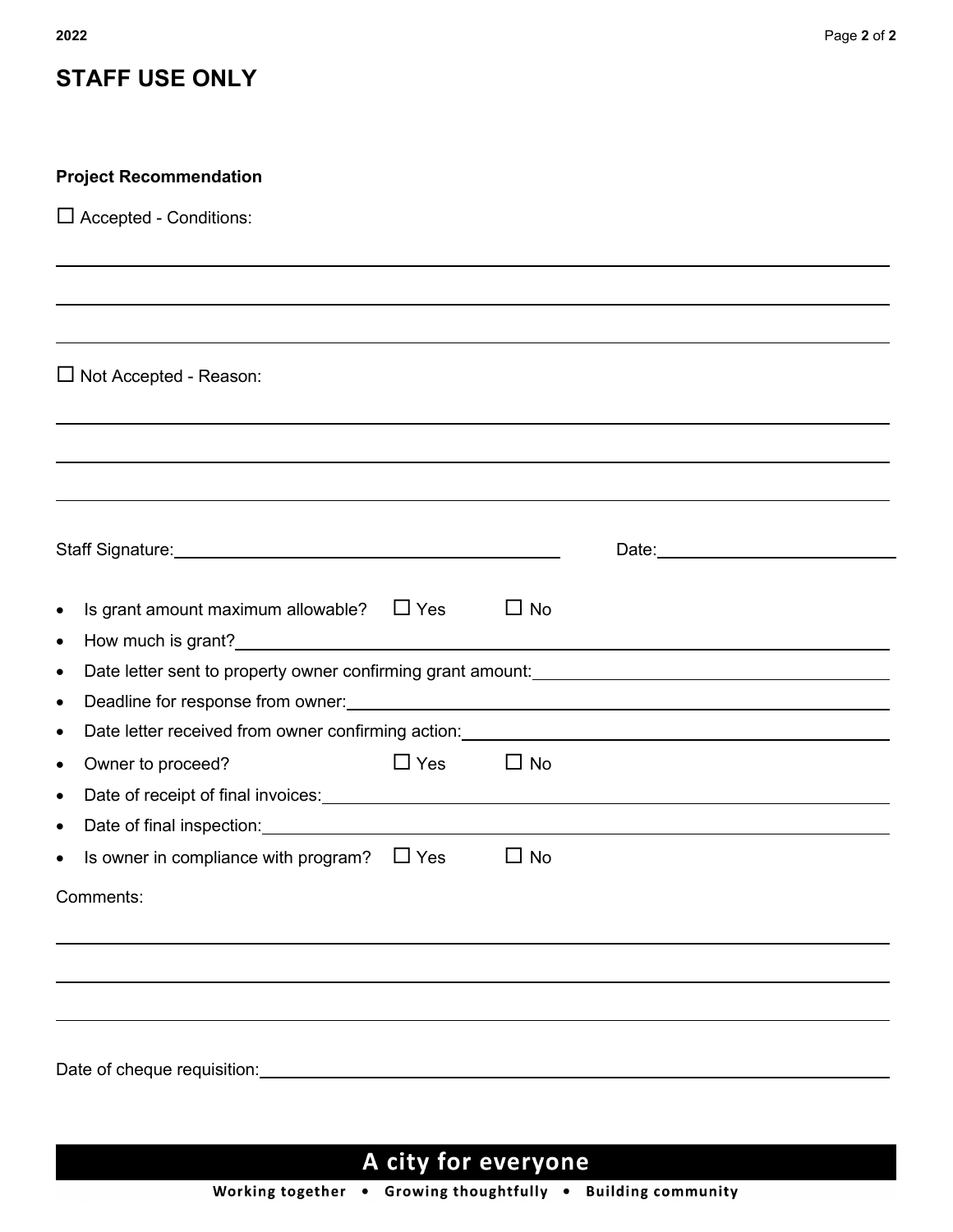## STAFF USE ONLY

**Project Recommendation**

☐ Accepted - Conditions:

☐ Not Accepted - Reason:

Staff Signature: ______________________ Date: ______________

- Is grant amount maximum allowable? ☐ Yes ☐ No
- How much is grant? ______________________
- Date letter sent to property owner confirming grant amount: ______________________
- Deadline for response from owner: ______________________
- Date letter received from owner confirming action: ______________________
- Owner to proceed? ☐ Yes ☐ No
- Date of receipt of final invoices: ______________________
- Date of final inspection: ______________________
- Is owner in compliance with program? ☐ Yes ☐ No

Comments:

Date of cheque requisition: ______________________

**A city for everyone**

Working together • Growing thoughtfully • Building community